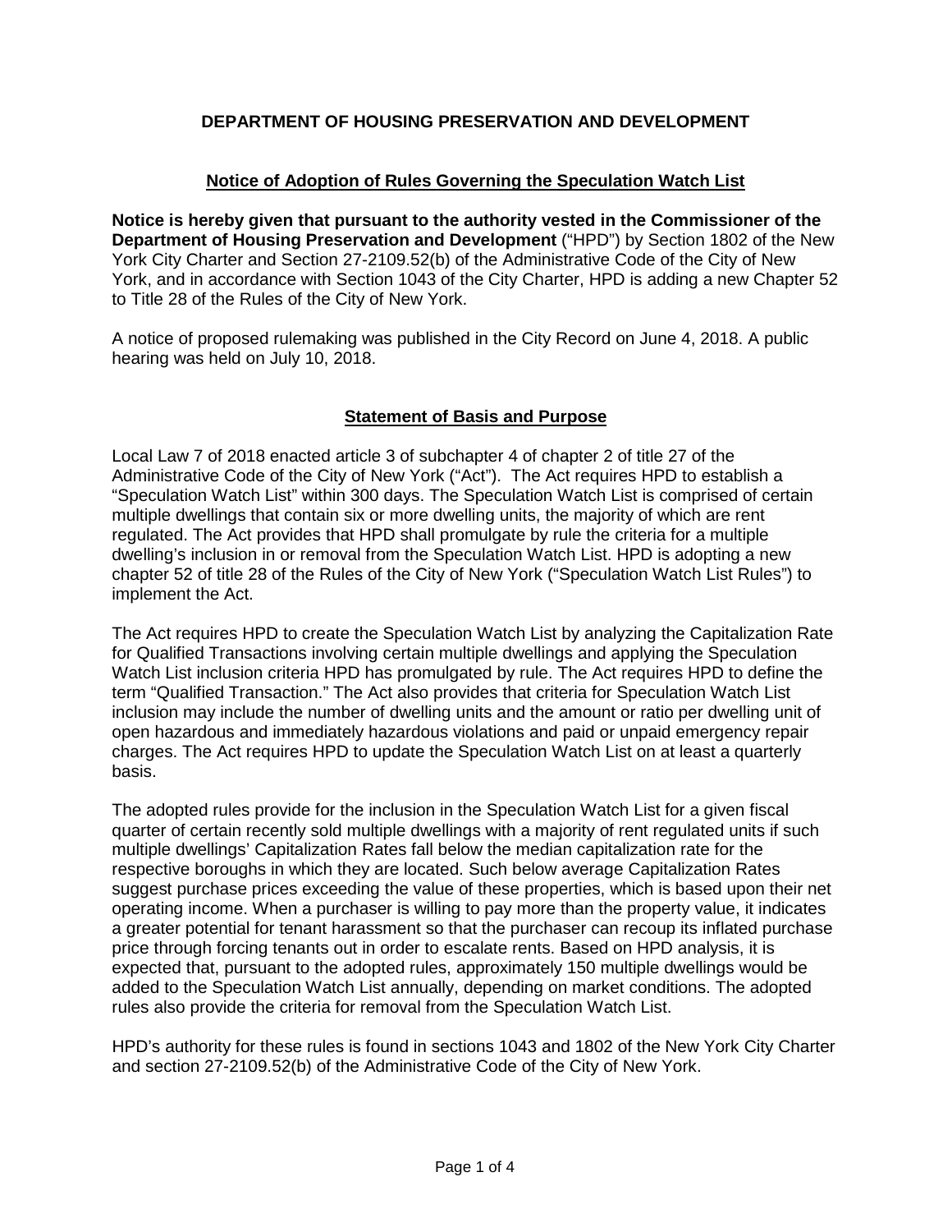**DEPARTMENT OF HOUSING PRESERVATION AND DEVELOPMENT**

**Notice of Adoption of Rules Governing the Speculation Watch List**

**Notice is hereby given that pursuant to the authority vested in the Commissioner of the Department of Housing Preservation and Development** ("HPD") by Section 1802 of the New York City Charter and Section 27-2109.52(b) of the Administrative Code of the City of New York, and in accordance with Section 1043 of the City Charter, HPD is adding a new Chapter 52 to Title 28 of the Rules of the City of New York.

A notice of proposed rulemaking was published in the City Record on June 4, 2018. A public hearing was held on July 10, 2018.

**Statement of Basis and Purpose**

Local Law 7 of 2018 enacted article 3 of subchapter 4 of chapter 2 of title 27 of the Administrative Code of the City of New York ("Act"). The Act requires HPD to establish a "Speculation Watch List" within 300 days. The Speculation Watch List is comprised of certain multiple dwellings that contain six or more dwelling units, the majority of which are rent regulated. The Act provides that HPD shall promulgate by rule the criteria for a multiple dwelling's inclusion in or removal from the Speculation Watch List. HPD is adopting a new chapter 52 of title 28 of the Rules of the City of New York ("Speculation Watch List Rules") to implement the Act.

The Act requires HPD to create the Speculation Watch List by analyzing the Capitalization Rate for Qualified Transactions involving certain multiple dwellings and applying the Speculation Watch List inclusion criteria HPD has promulgated by rule. The Act requires HPD to define the term "Qualified Transaction." The Act also provides that criteria for Speculation Watch List inclusion may include the number of dwelling units and the amount or ratio per dwelling unit of open hazardous and immediately hazardous violations and paid or unpaid emergency repair charges. The Act requires HPD to update the Speculation Watch List on at least a quarterly basis.

The adopted rules provide for the inclusion in the Speculation Watch List for a given fiscal quarter of certain recently sold multiple dwellings with a majority of rent regulated units if such multiple dwellings' Capitalization Rates fall below the median capitalization rate for the respective boroughs in which they are located. Such below average Capitalization Rates suggest purchase prices exceeding the value of these properties, which is based upon their net operating income. When a purchaser is willing to pay more than the property value, it indicates a greater potential for tenant harassment so that the purchaser can recoup its inflated purchase price through forcing tenants out in order to escalate rents. Based on HPD analysis, it is expected that, pursuant to the adopted rules, approximately 150 multiple dwellings would be added to the Speculation Watch List annually, depending on market conditions. The adopted rules also provide the criteria for removal from the Speculation Watch List.

HPD's authority for these rules is found in sections 1043 and 1802 of the New York City Charter and section 27-2109.52(b) of the Administrative Code of the City of New York.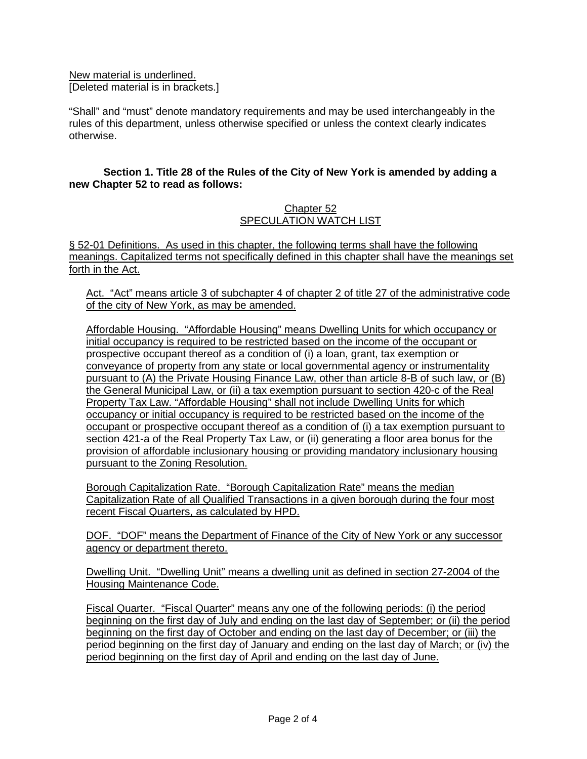New material is underlined.
[Deleted material is in brackets.]

"Shall" and "must" denote mandatory requirements and may be used interchangeably in the rules of this department, unless otherwise specified or unless the context clearly indicates otherwise.

**Section 1. Title 28 of the Rules of the City of New York is amended by adding a new Chapter 52 to read as follows:**

Chapter 52
SPECULATION WATCH LIST

§ 52-01 Definitions. As used in this chapter, the following terms shall have the following meanings. Capitalized terms not specifically defined in this chapter shall have the meanings set forth in the Act.

Act. "Act" means article 3 of subchapter 4 of chapter 2 of title 27 of the administrative code of the city of New York, as may be amended.

Affordable Housing. "Affordable Housing" means Dwelling Units for which occupancy or initial occupancy is required to be restricted based on the income of the occupant or prospective occupant thereof as a condition of (i) a loan, grant, tax exemption or conveyance of property from any state or local governmental agency or instrumentality pursuant to (A) the Private Housing Finance Law, other than article 8-B of such law, or (B) the General Municipal Law, or (ii) a tax exemption pursuant to section 420-c of the Real Property Tax Law. "Affordable Housing" shall not include Dwelling Units for which occupancy or initial occupancy is required to be restricted based on the income of the occupant or prospective occupant thereof as a condition of (i) a tax exemption pursuant to section 421-a of the Real Property Tax Law, or (ii) generating a floor area bonus for the provision of affordable inclusionary housing or providing mandatory inclusionary housing pursuant to the Zoning Resolution.

Borough Capitalization Rate. "Borough Capitalization Rate" means the median Capitalization Rate of all Qualified Transactions in a given borough during the four most recent Fiscal Quarters, as calculated by HPD.

DOF. "DOF" means the Department of Finance of the City of New York or any successor agency or department thereto.

Dwelling Unit. "Dwelling Unit" means a dwelling unit as defined in section 27-2004 of the Housing Maintenance Code.

Fiscal Quarter. "Fiscal Quarter" means any one of the following periods: (i) the period beginning on the first day of July and ending on the last day of September; or (ii) the period beginning on the first day of October and ending on the last day of December; or (iii) the period beginning on the first day of January and ending on the last day of March; or (iv) the period beginning on the first day of April and ending on the last day of June.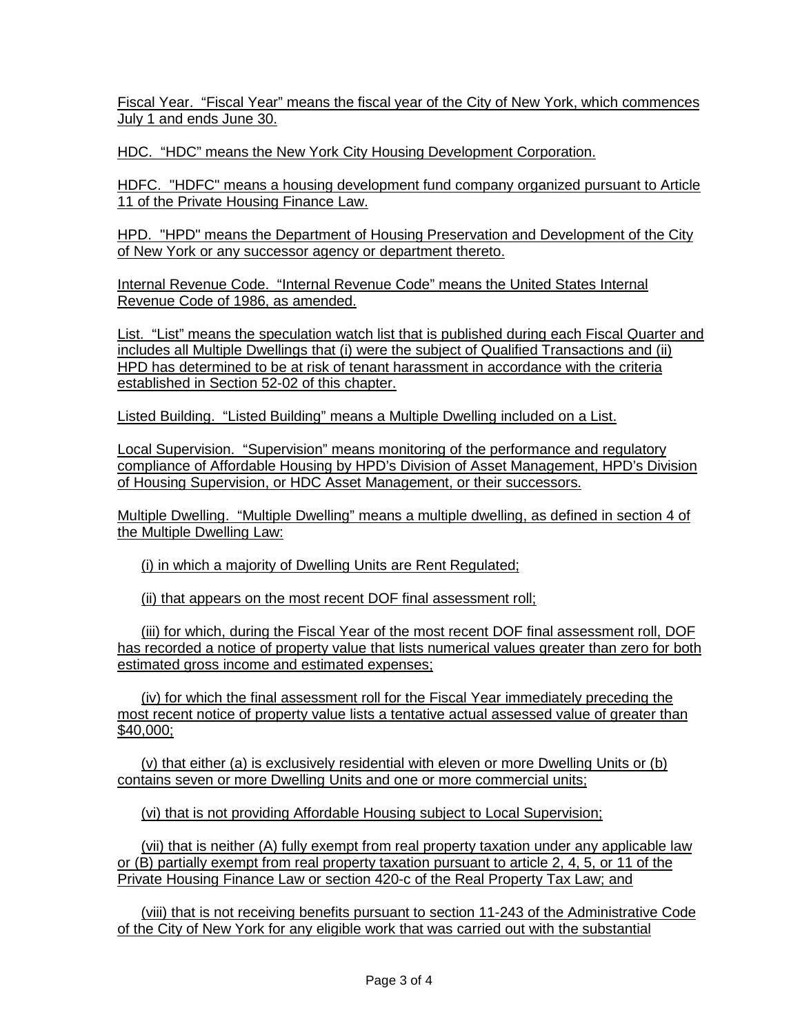Fiscal Year. "Fiscal Year" means the fiscal year of the City of New York, which commences July 1 and ends June 30.

HDC. "HDC" means the New York City Housing Development Corporation.

HDFC. "HDFC" means a housing development fund company organized pursuant to Article 11 of the Private Housing Finance Law.

HPD. "HPD" means the Department of Housing Preservation and Development of the City of New York or any successor agency or department thereto.

Internal Revenue Code. "Internal Revenue Code" means the United States Internal Revenue Code of 1986, as amended.

List. "List" means the speculation watch list that is published during each Fiscal Quarter and includes all Multiple Dwellings that (i) were the subject of Qualified Transactions and (ii) HPD has determined to be at risk of tenant harassment in accordance with the criteria established in Section 52-02 of this chapter.

Listed Building. "Listed Building" means a Multiple Dwelling included on a List.

Local Supervision. "Supervision" means monitoring of the performance and regulatory compliance of Affordable Housing by HPD's Division of Asset Management, HPD's Division of Housing Supervision, or HDC Asset Management, or their successors.

Multiple Dwelling. "Multiple Dwelling" means a multiple dwelling, as defined in section 4 of the Multiple Dwelling Law:

(i) in which a majority of Dwelling Units are Rent Regulated;

(ii) that appears on the most recent DOF final assessment roll;

(iii) for which, during the Fiscal Year of the most recent DOF final assessment roll, DOF has recorded a notice of property value that lists numerical values greater than zero for both estimated gross income and estimated expenses;

(iv) for which the final assessment roll for the Fiscal Year immediately preceding the most recent notice of property value lists a tentative actual assessed value of greater than $40,000;

(v) that either (a) is exclusively residential with eleven or more Dwelling Units or (b) contains seven or more Dwelling Units and one or more commercial units;

(vi) that is not providing Affordable Housing subject to Local Supervision;

(vii) that is neither (A) fully exempt from real property taxation under any applicable law or (B) partially exempt from real property taxation pursuant to article 2, 4, 5, or 11 of the Private Housing Finance Law or section 420-c of the Real Property Tax Law; and

(viii) that is not receiving benefits pursuant to section 11-243 of the Administrative Code of the City of New York for any eligible work that was carried out with the substantial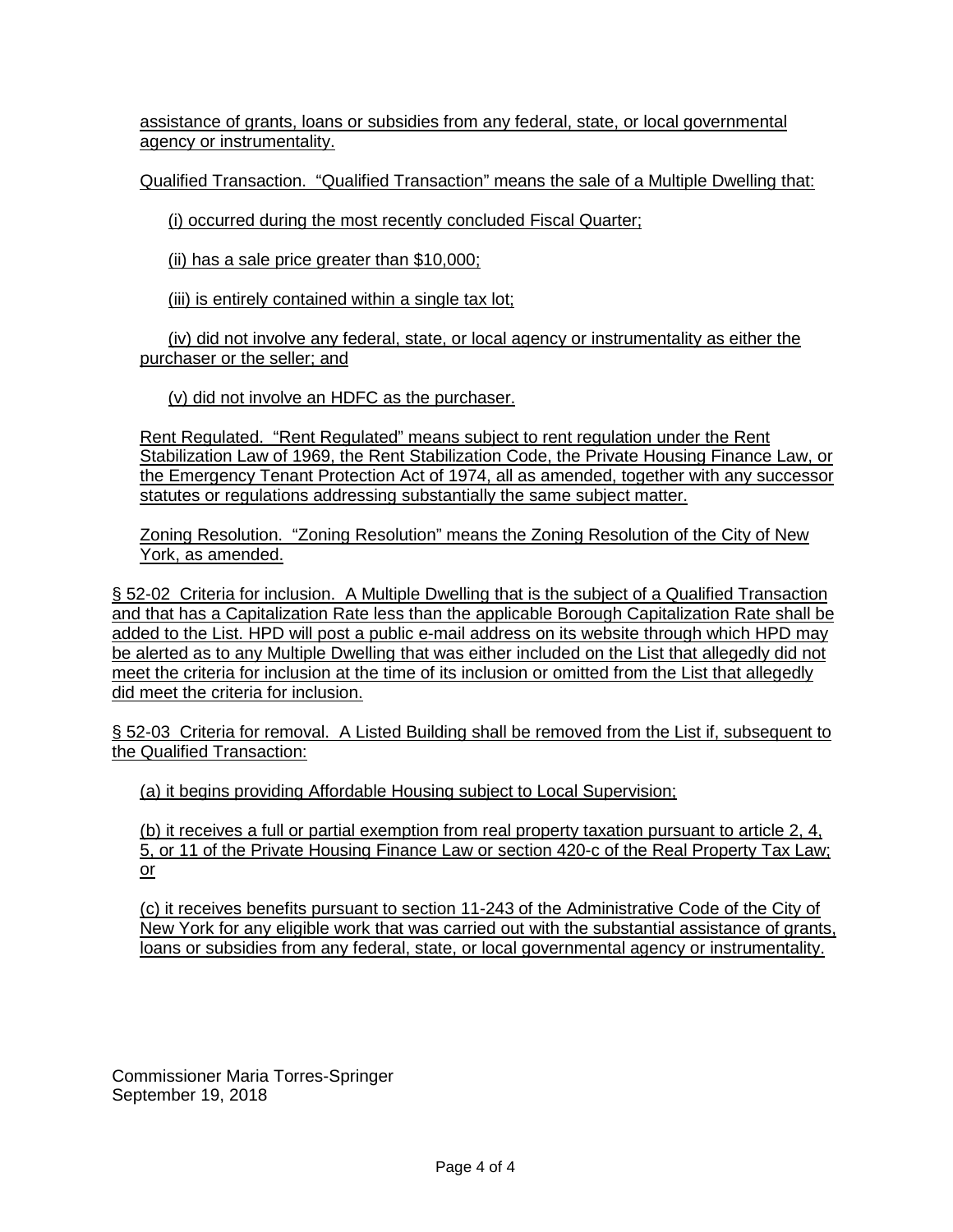assistance of grants, loans or subsidies from any federal, state, or local governmental agency or instrumentality.

Qualified Transaction. "Qualified Transaction" means the sale of a Multiple Dwelling that:

(i) occurred during the most recently concluded Fiscal Quarter;

(ii) has a sale price greater than $10,000;

(iii) is entirely contained within a single tax lot;

(iv) did not involve any federal, state, or local agency or instrumentality as either the purchaser or the seller; and

(v) did not involve an HDFC as the purchaser.

Rent Regulated. "Rent Regulated" means subject to rent regulation under the Rent Stabilization Law of 1969, the Rent Stabilization Code, the Private Housing Finance Law, or the Emergency Tenant Protection Act of 1974, all as amended, together with any successor statutes or regulations addressing substantially the same subject matter.

Zoning Resolution. "Zoning Resolution" means the Zoning Resolution of the City of New York, as amended.

§ 52-02 Criteria for inclusion. A Multiple Dwelling that is the subject of a Qualified Transaction and that has a Capitalization Rate less than the applicable Borough Capitalization Rate shall be added to the List. HPD will post a public e-mail address on its website through which HPD may be alerted as to any Multiple Dwelling that was either included on the List that allegedly did not meet the criteria for inclusion at the time of its inclusion or omitted from the List that allegedly did meet the criteria for inclusion.

§ 52-03 Criteria for removal. A Listed Building shall be removed from the List if, subsequent to the Qualified Transaction:

(a) it begins providing Affordable Housing subject to Local Supervision;

(b) it receives a full or partial exemption from real property taxation pursuant to article 2, 4, 5, or 11 of the Private Housing Finance Law or section 420-c of the Real Property Tax Law; or

(c) it receives benefits pursuant to section 11-243 of the Administrative Code of the City of New York for any eligible work that was carried out with the substantial assistance of grants, loans or subsidies from any federal, state, or local governmental agency or instrumentality.

Commissioner Maria Torres-Springer
September 19, 2018